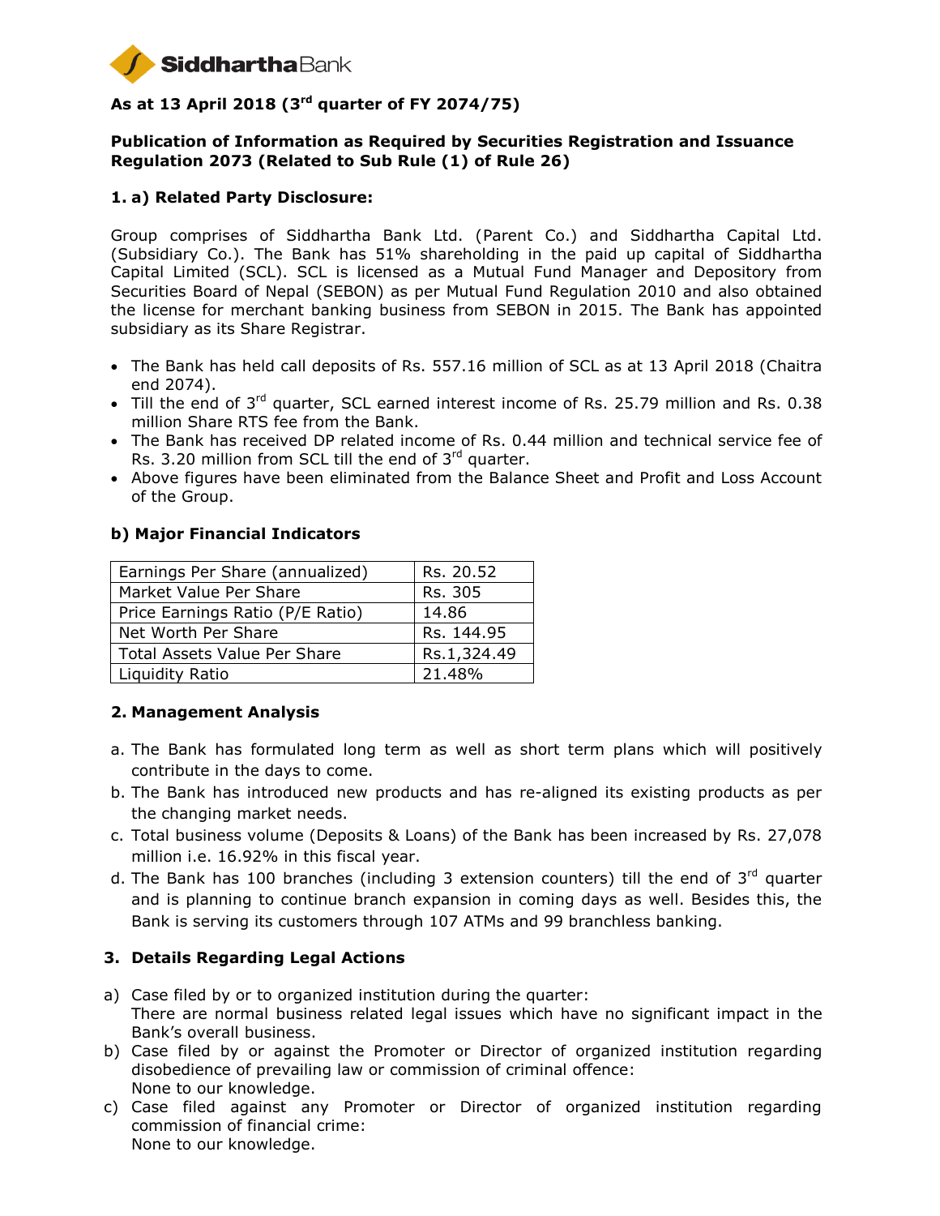SiddharthaBank

## As at 13 April 2018 (3rd quarter of FY 2074/75)

### Publication of Information as Required by Securities Registration and Issuance Regulation 2073 (Related to Sub Rule (1) of Rule 26)

### 1. a) Related Party Disclosure:

Group comprises of Siddhartha Bank Ltd. (Parent Co.) and Siddhartha Capital Ltd. (Subsidiary Co.). The Bank has 51% shareholding in the paid up capital of Siddhartha Capital Limited (SCL). SCL is licensed as a Mutual Fund Manager and Depository from Securities Board of Nepal (SEBON) as per Mutual Fund Regulation 2010 and also obtained the license for merchant banking business from SEBON in 2015. The Bank has appointed subsidiary as its Share Registrar.

- The Bank has held call deposits of Rs. 557.16 million of SCL as at 13 April 2018 (Chaitra end 2074).
- Till the end of 3rd quarter, SCL earned interest income of Rs. 25.79 million and Rs. 0.38 million Share RTS fee from the Bank.
- The Bank has received DP related income of Rs. 0.44 million and technical service fee of Rs. 3.20 million from SCL till the end of 3rd quarter.
- Above figures have been eliminated from the Balance Sheet and Profit and Loss Account of the Group.

### b) Major Financial Indicators

| Earnings Per Share (annualized) | Rs. 20.52 |
|---|---|
| Market Value Per Share | Rs. 305 |
| Price Earnings Ratio (P/E Ratio) | 14.86 |
| Net Worth Per Share | Rs. 144.95 |
| Total Assets Value Per Share | Rs.1,324.49 |
| Liquidity Ratio | 21.48% |

### 2. Management Analysis

a. The Bank has formulated long term as well as short term plans which will positively contribute in the days to come.

b. The Bank has introduced new products and has re-aligned its existing products as per the changing market needs.

c. Total business volume (Deposits & Loans) of the Bank has been increased by Rs. 27,078 million i.e. 16.92% in this fiscal year.

d. The Bank has 100 branches (including 3 extension counters) till the end of 3rd quarter and is planning to continue branch expansion in coming days as well. Besides this, the Bank is serving its customers through 107 ATMs and 99 branchless banking.

### 3. Details Regarding Legal Actions

a) Case filed by or to organized institution during the quarter:
There are normal business related legal issues which have no significant impact in the Bank's overall business.

b) Case filed by or against the Promoter or Director of organized institution regarding disobedience of prevailing law or commission of criminal offence:
None to our knowledge.

c) Case filed against any Promoter or Director of organized institution regarding commission of financial crime:
None to our knowledge.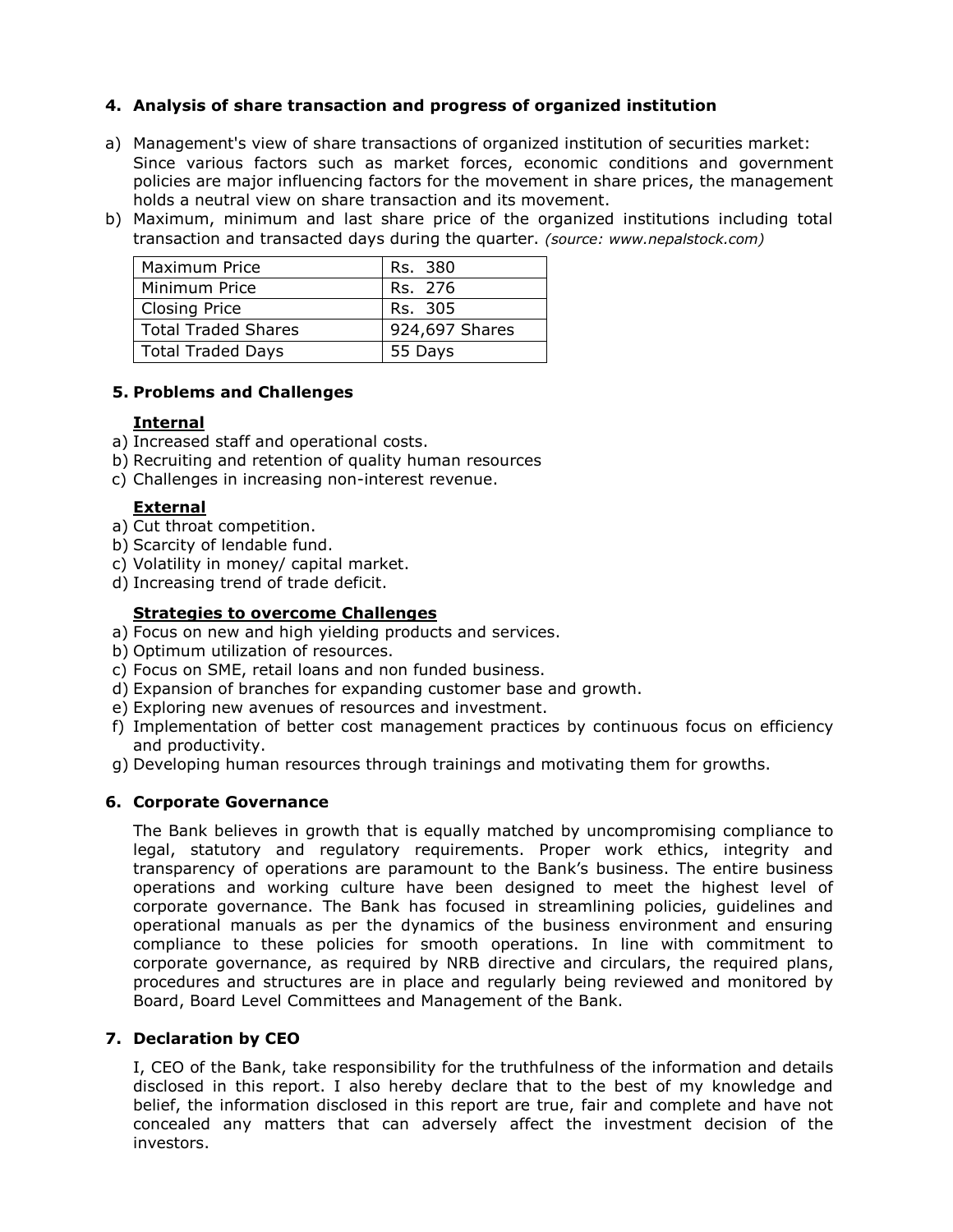## 4. Analysis of share transaction and progress of organized institution

a) Management's view of share transactions of organized institution of securities market: Since various factors such as market forces, economic conditions and government policies are major influencing factors for the movement in share prices, the management holds a neutral view on share transaction and its movement.

b) Maximum, minimum and last share price of the organized institutions including total transaction and transacted days during the quarter. *(source: www.nepalstock.com)*

| | |
|---|---|
| Maximum Price | Rs. 380 |
| Minimum Price | Rs. 276 |
| Closing Price | Rs. 305 |
| Total Traded Shares | 924,697 Shares |
| Total Traded Days | 55 Days |

## 5. Problems and Challenges

**Internal**

a) Increased staff and operational costs.
b) Recruiting and retention of quality human resources
c) Challenges in increasing non-interest revenue.

**External**

a) Cut throat competition.
b) Scarcity of lendable fund.
c) Volatility in money/ capital market.
d) Increasing trend of trade deficit.

**Strategies to overcome Challenges**

a) Focus on new and high yielding products and services.
b) Optimum utilization of resources.
c) Focus on SME, retail loans and non funded business.
d) Expansion of branches for expanding customer base and growth.
e) Exploring new avenues of resources and investment.
f) Implementation of better cost management practices by continuous focus on efficiency and productivity.
g) Developing human resources through trainings and motivating them for growths.

## 6. Corporate Governance

The Bank believes in growth that is equally matched by uncompromising compliance to legal, statutory and regulatory requirements. Proper work ethics, integrity and transparency of operations are paramount to the Bank's business. The entire business operations and working culture have been designed to meet the highest level of corporate governance. The Bank has focused in streamlining policies, guidelines and operational manuals as per the dynamics of the business environment and ensuring compliance to these policies for smooth operations. In line with commitment to corporate governance, as required by NRB directive and circulars, the required plans, procedures and structures are in place and regularly being reviewed and monitored by Board, Board Level Committees and Management of the Bank.

## 7. Declaration by CEO

I, CEO of the Bank, take responsibility for the truthfulness of the information and details disclosed in this report. I also hereby declare that to the best of my knowledge and belief, the information disclosed in this report are true, fair and complete and have not concealed any matters that can adversely affect the investment decision of the investors.